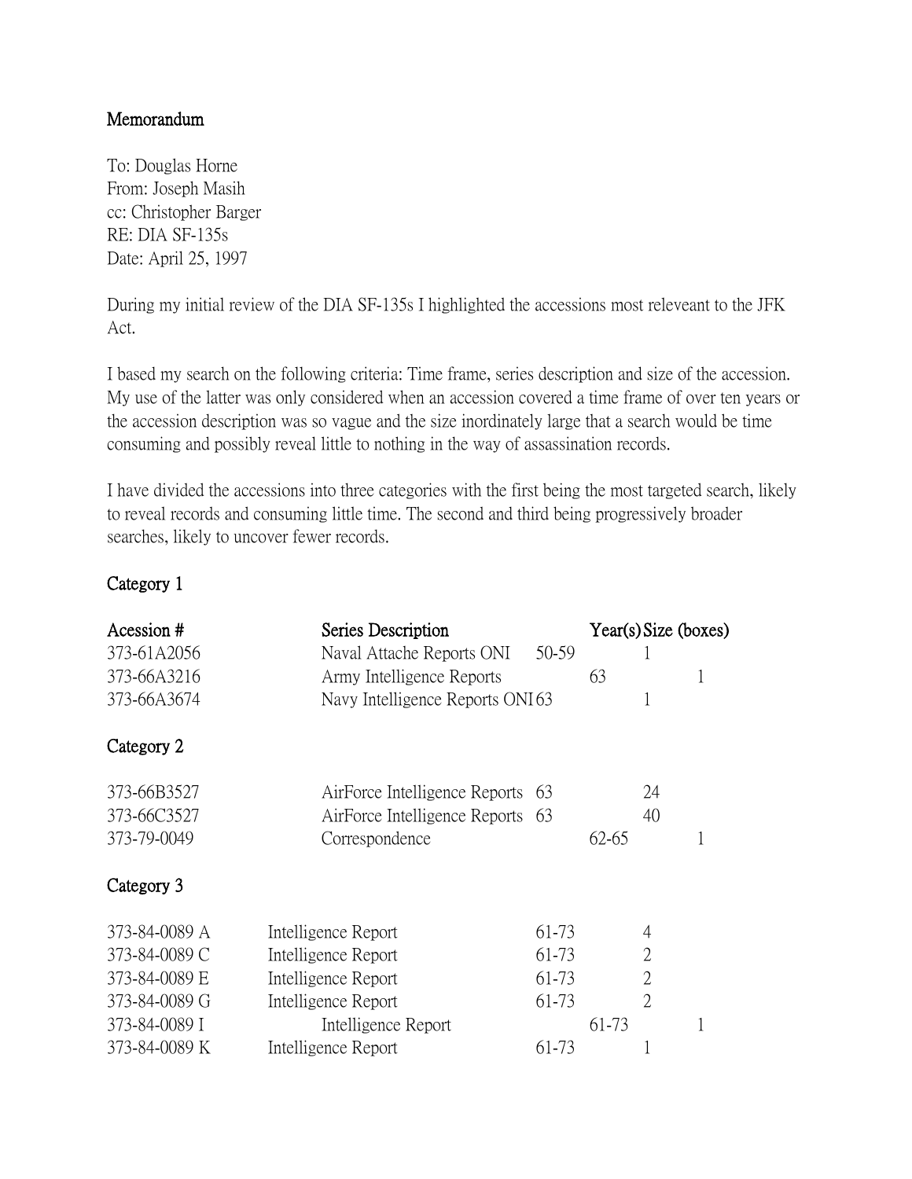**Memorandum**

To: Douglas Horne
From: Joseph Masih
cc: Christopher Barger
RE: DIA SF-135s
Date: April 25, 1997

During my initial review of the DIA SF-135s I highlighted the accessions most releveant to the JFK Act.

I based my search on the following criteria: Time frame, series description and size of the accession. My use of the latter was only considered when an accession covered a time frame of over ten years or the accession description was so vague and the size inordinately large that a search would be time consuming and possibly reveal little to nothing in the way of assassination records.

I have divided the accessions into three categories with the first being the most targeted search, likely to reveal records and consuming little time. The second and third being progressively broader searches, likely to uncover fewer records.

**Category 1**

| Acession # | Series Description | Year(s) | Size (boxes) |
|---|---|---|---|
| 373-61A2056 | Naval Attache Reports ONI | 50-59 | 1 |
| 373-66A3216 | Army Intelligence Reports | 63 | 1 |
| 373-66A3674 | Navy Intelligence Reports ONI | 63 | 1 |

**Category 2**

| Acession # | Series Description | Year(s) | Size (boxes) |
|---|---|---|---|
| 373-66B3527 | AirForce Intelligence Reports | 63 | 24 |
| 373-66C3527 | AirForce Intelligence Reports | 63 | 40 |
| 373-79-0049 | Correspondence | 62-65 | 1 |

**Category 3**

| Acession # | Series Description | Year(s) | Size (boxes) |
|---|---|---|---|
| 373-84-0089 A | Intelligence Report | 61-73 | 4 |
| 373-84-0089 C | Intelligence Report | 61-73 | 2 |
| 373-84-0089 E | Intelligence Report | 61-73 | 2 |
| 373-84-0089 G | Intelligence Report | 61-73 | 2 |
| 373-84-0089 I | Intelligence Report | 61-73 | 1 |
| 373-84-0089 K | Intelligence Report | 61-73 | 1 |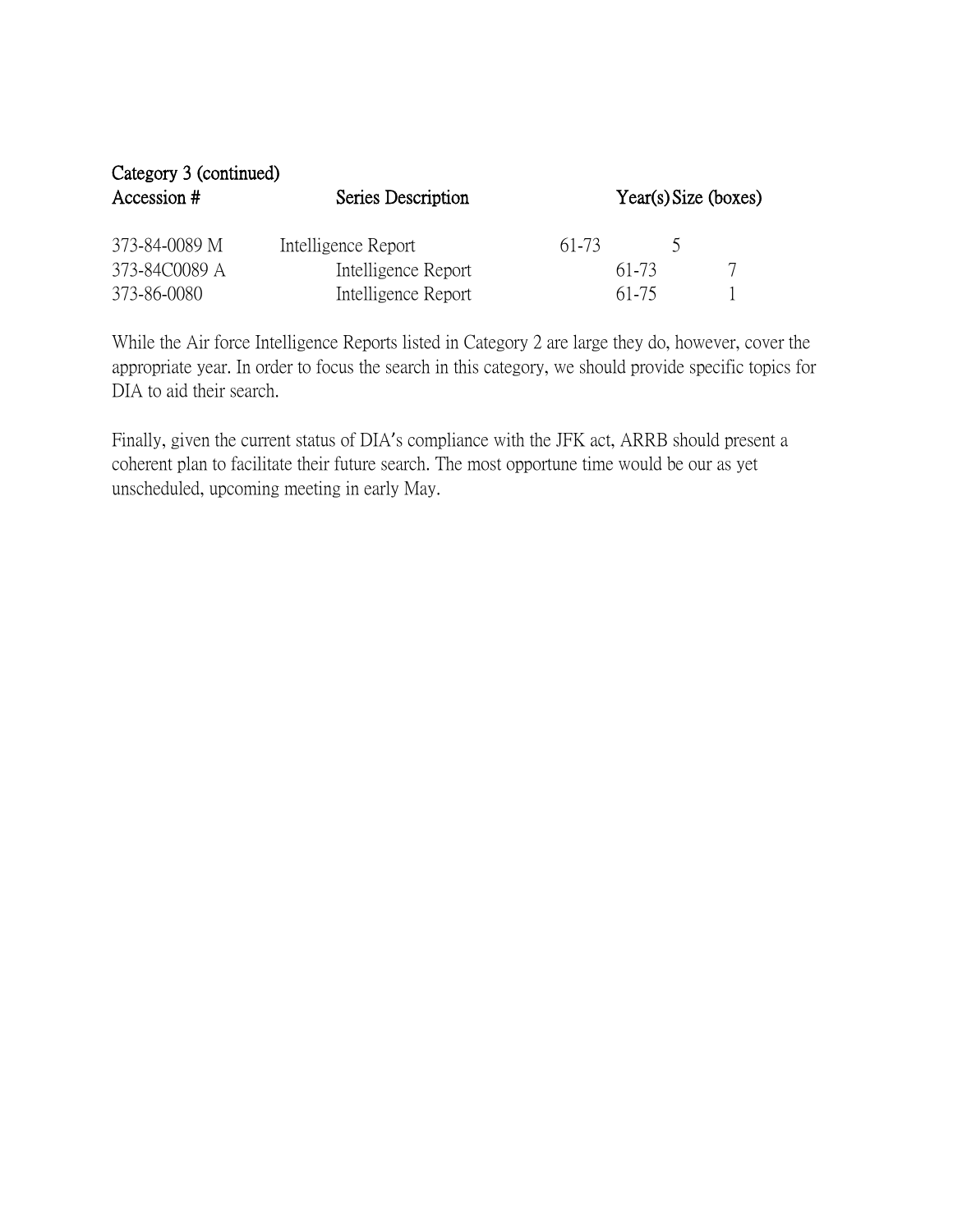**Category 3 (continued)**

| Accession # | Series Description | Year(s) | Size (boxes) |
|---|---|---|---|
| 373-84-0089 M | Intelligence Report | 61-73 | 5 |
| 373-84C0089 A | Intelligence Report | 61-73 | 7 |
| 373-86-0080 | Intelligence Report | 61-75 | 1 |

While the Air force Intelligence Reports listed in Category 2 are large they do, however, cover the appropriate year. In order to focus the search in this category, we should provide specific topics for DIA to aid their search.

Finally, given the current status of DIA's compliance with the JFK act, ARRB should present a coherent plan to facilitate their future search. The most opportune time would be our as yet unscheduled, upcoming meeting in early May.